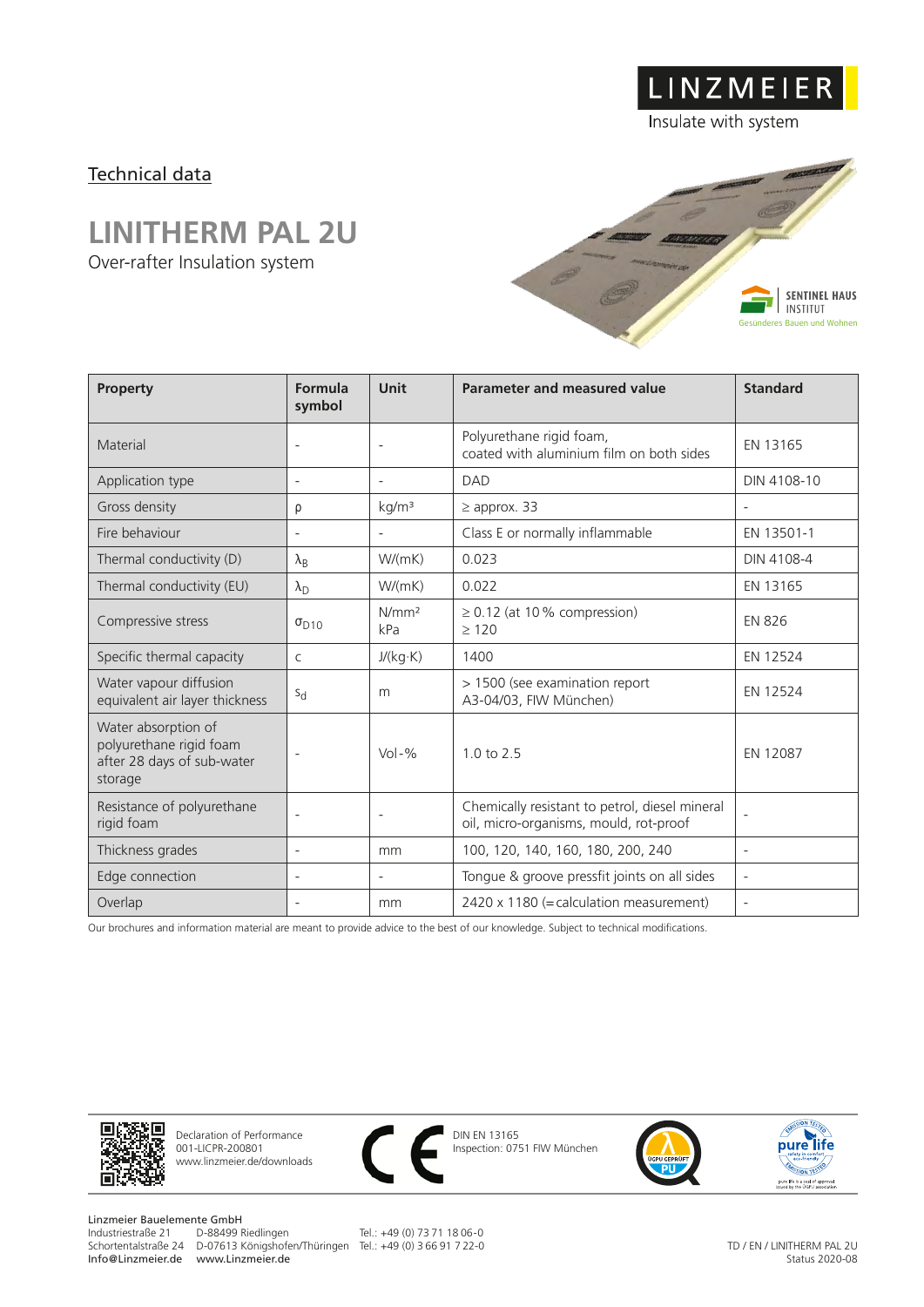LINZMEIER

Insulate with system

Technical data

# LINITHERM PAL 2U

Over-rafter Insulation system

SENTINEL HAUS INSTITUT
Gesünderes Bauen und Wohnen

| Property | Formula symbol | Unit | Parameter and measured value | Standard |
|---|---|---|---|---|
| Material | - | - | Polyurethane rigid foam, coated with aluminium film on both sides | EN 13165 |
| Application type | - | - | DAD | DIN 4108-10 |
| Gross density | $\rho$ | kg/m³ | ≥ approx. 33 | - |
| Fire behaviour | - | - | Class E or normally inflammable | EN 13501-1 |
| Thermal conductivity (D) | $\lambda_B$ | W/(mK) | 0.023 | DIN 4108-4 |
| Thermal conductivity (EU) | $\lambda_D$ | W/(mK) | 0.022 | EN 13165 |
| Compressive stress | $\sigma_{D10}$ | N/mm² kPa | ≥ 0.12 (at 10 % compression) ≥ 120 | EN 826 |
| Specific thermal capacity | c | J/(kg·K) | 1400 | EN 12524 |
| Water vapour diffusion equivalent air layer thickness | $s_d$ | m | > 1500 (see examination report A3-04/03, FIW München) | EN 12524 |
| Water absorption of polyurethane rigid foam after 28 days of sub-water storage | - | Vol-% | 1.0 to 2.5 | EN 12087 |
| Resistance of polyurethane rigid foam | - | - | Chemically resistant to petrol, diesel mineral oil, micro-organisms, mould, rot-proof | - |
| Thickness grades | - | mm | 100, 120, 140, 160, 180, 200, 240 | - |
| Edge connection | - | - | Tongue & groove pressfit joints on all sides | - |
| Overlap | - | mm | 2420 x 1180 (=calculation measurement) | - |

Our brochures and information material are meant to provide advice to the best of our knowledge. Subject to technical modifications.

Declaration of Performance
001-LICPR-200801
www.linzmeier.de/downloads

CE

DIN EN 13165
Inspection: 0751 FIW München

Linzmeier Bauelemente GmbH
Industriestraße 21 D-88499 Riedlingen Tel.: +49 (0) 73 71 18 06-0
Schortentalstraße 24 D-07613 Königshofen/Thüringen Tel.: +49 (0) 3 66 91 7 22-0
Info@Linzmeier.de www.Linzmeier.de

TD / EN / LINITHERM PAL 2U
Status 2020-08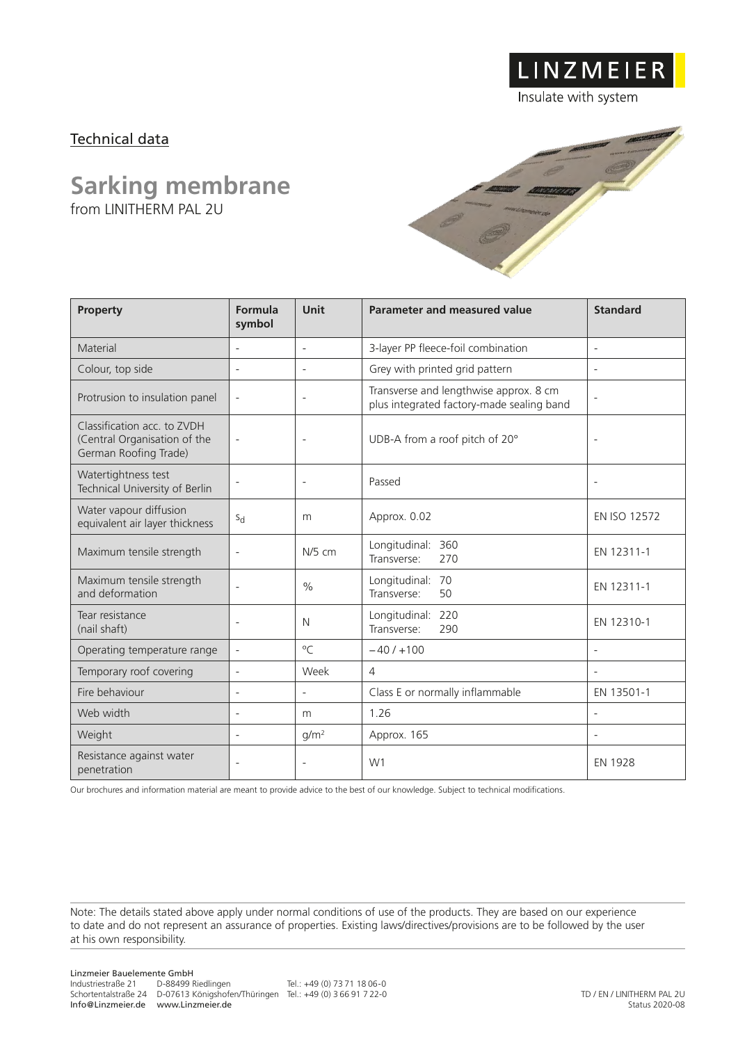LINZMEIER

Insulate with system

Technical data

# Sarking membrane

from LINITHERM PAL 2U

| Property | Formula symbol | Unit | Parameter and measured value | Standard |
|---|---|---|---|---|
| Material | - | - | 3-layer PP fleece-foil combination | - |
| Colour, top side | - | - | Grey with printed grid pattern | - |
| Protrusion to insulation panel | - | - | Transverse and lengthwise approx. 8 cm plus integrated factory-made sealing band | - |
| Classification acc. to ZVDH (Central Organisation of the German Roofing Trade) | - | - | UDB-A from a roof pitch of 20° | - |
| Watertightness test Technical University of Berlin | - | - | Passed | - |
| Water vapour diffusion equivalent air layer thickness | $s_d$ | m | Approx. 0.02 | EN ISO 12572 |
| Maximum tensile strength | - | N/5 cm | Longitudinal: 360<br>Transverse: 270 | EN 12311-1 |
| Maximum tensile strength and deformation | - | % | Longitudinal: 70<br>Transverse: 50 | EN 12311-1 |
| Tear resistance (nail shaft) | - | N | Longitudinal: 220<br>Transverse: 290 | EN 12310-1 |
| Operating temperature range | - | °C | −40 / +100 | - |
| Temporary roof covering | - | Week | 4 | - |
| Fire behaviour | - | - | Class E or normally inflammable | EN 13501-1 |
| Web width | - | m | 1.26 | - |
| Weight | - | g/m² | Approx. 165 | - |
| Resistance against water penetration | - | - | W1 | EN 1928 |

Our brochures and information material are meant to provide advice to the best of our knowledge. Subject to technical modifications.

Note: The details stated above apply under normal conditions of use of the products. They are based on our experience to date and do not represent an assurance of properties. Existing laws/directives/provisions are to be followed by the user at his own responsibility.

Linzmeier Bauelemente GmbH
Industriestraße 21 D-88499 Riedlingen Tel.: +49 (0) 73 71 18 06-0
Schortentalstraße 24 D-07613 Königshofen/Thüringen Tel.: +49 (0) 3 66 91 7 22-0
Info@Linzmeier.de www.Linzmeier.de

TD / EN / LINITHERM PAL 2U
Status 2020-08